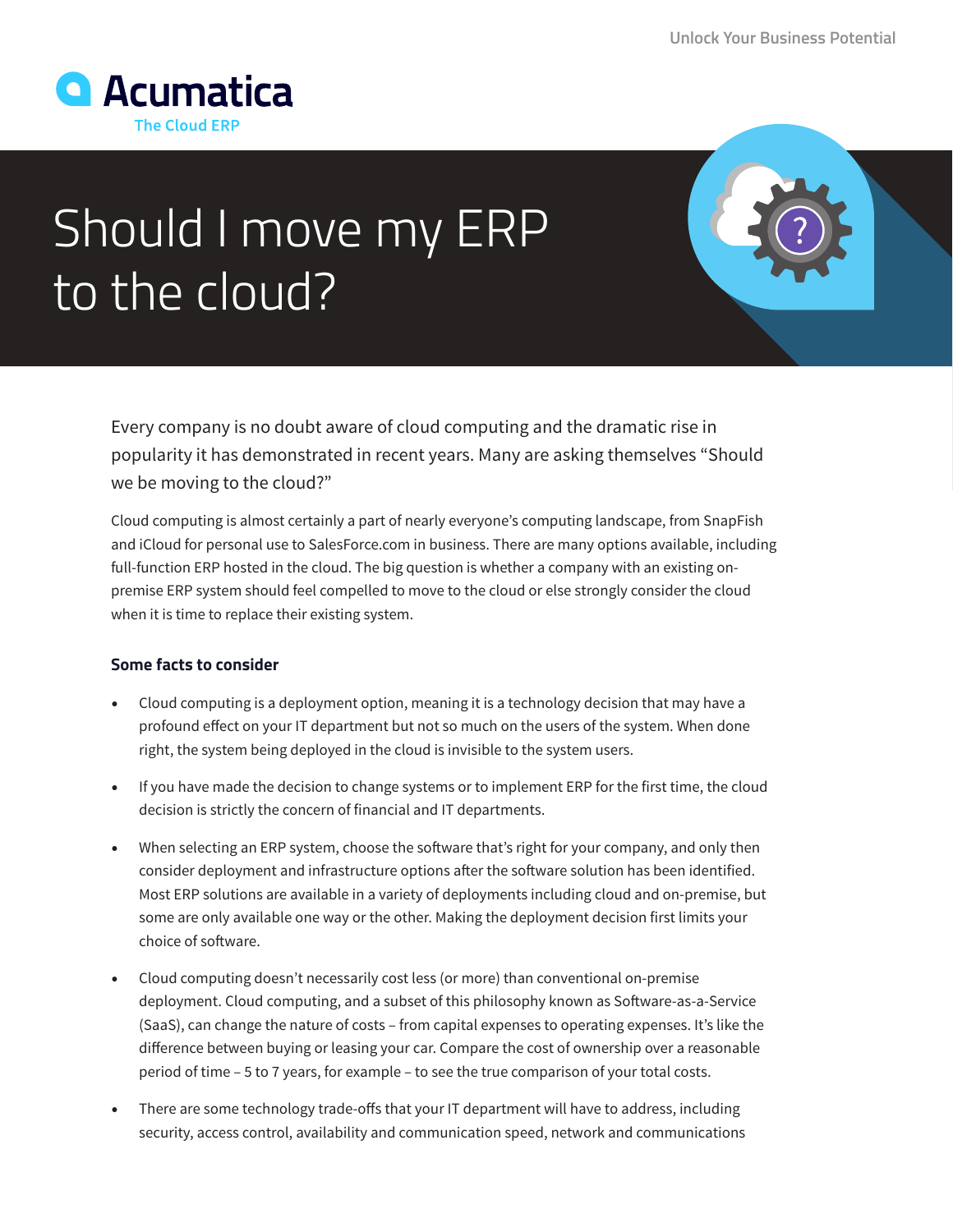Acumatica

The Cloud ERP

# Should I move my ERP to the cloud?

Every company is no doubt aware of cloud computing and the dramatic rise in popularity it has demonstrated in recent years. Many are asking themselves "Should we be moving to the cloud?"

Cloud computing is almost certainly a part of nearly everyone's computing landscape, from SnapFish and iCloud for personal use to SalesForce.com in business. There are many options available, including full-function ERP hosted in the cloud. The big question is whether a company with an existing on-premise ERP system should feel compelled to move to the cloud or else strongly consider the cloud when it is time to replace their existing system.

### Some facts to consider

- Cloud computing is a deployment option, meaning it is a technology decision that may have a profound effect on your IT department but not so much on the users of the system. When done right, the system being deployed in the cloud is invisible to the system users.
- If you have made the decision to change systems or to implement ERP for the first time, the cloud decision is strictly the concern of financial and IT departments.
- When selecting an ERP system, choose the software that's right for your company, and only then consider deployment and infrastructure options after the software solution has been identified. Most ERP solutions are available in a variety of deployments including cloud and on-premise, but some are only available one way or the other. Making the deployment decision first limits your choice of software.
- Cloud computing doesn't necessarily cost less (or more) than conventional on-premise deployment. Cloud computing, and a subset of this philosophy known as Software-as-a-Service (SaaS), can change the nature of costs – from capital expenses to operating expenses. It's like the difference between buying or leasing your car. Compare the cost of ownership over a reasonable period of time – 5 to 7 years, for example – to see the true comparison of your total costs.
- There are some technology trade-offs that your IT department will have to address, including security, access control, availability and communication speed, network and communications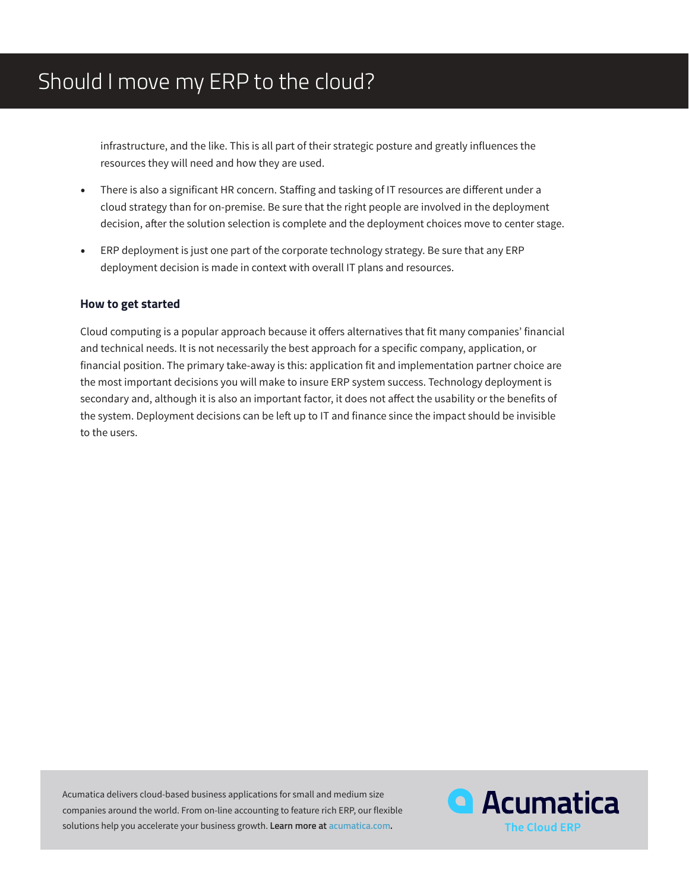infrastructure, and the like. This is all part of their strategic posture and greatly influences the resources they will need and how they are used.

- There is also a significant HR concern. Staffing and tasking of IT resources are different under a cloud strategy than for on-premise. Be sure that the right people are involved in the deployment decision, after the solution selection is complete and the deployment choices move to center stage.
- ERP deployment is just one part of the corporate technology strategy. Be sure that any ERP deployment decision is made in context with overall IT plans and resources.

### How to get started

Cloud computing is a popular approach because it offers alternatives that fit many companies' financial and technical needs. It is not necessarily the best approach for a specific company, application, or financial position. The primary take-away is this: application fit and implementation partner choice are the most important decisions you will make to insure ERP system success. Technology deployment is secondary and, although it is also an important factor, it does not affect the usability or the benefits of the system. Deployment decisions can be left up to IT and finance since the impact should be invisible to the users.

Acumatica delivers cloud-based business applications for small and medium size companies around the world. From on-line accounting to feature rich ERP, our flexible solutions help you accelerate your business growth. **Learn more at** acumatica.com.

Acumatica
The Cloud ERP